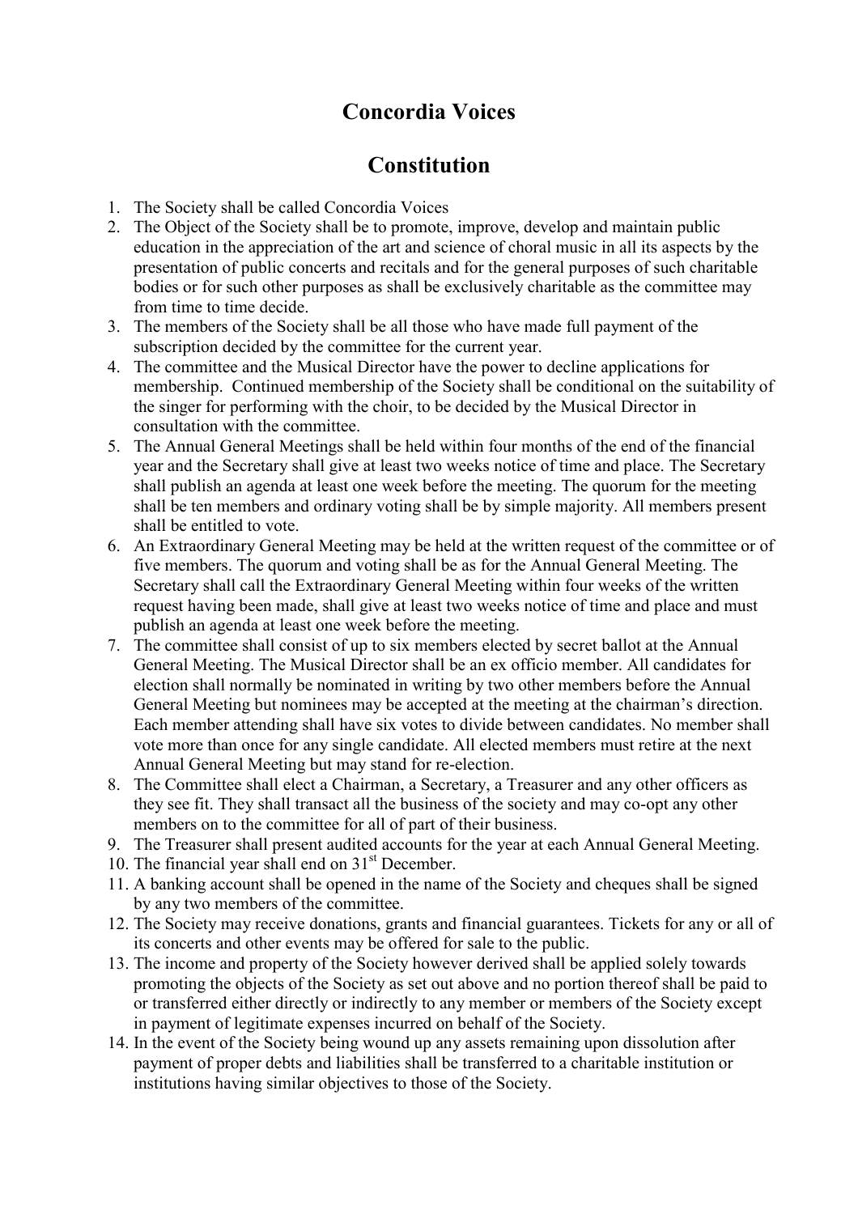# Concordia Voices

# Constitution

1. The Society shall be called Concordia Voices
2. The Object of the Society shall be to promote, improve, develop and maintain public education in the appreciation of the art and science of choral music in all its aspects by the presentation of public concerts and recitals and for the general purposes of such charitable bodies or for such other purposes as shall be exclusively charitable as the committee may from time to time decide.
3. The members of the Society shall be all those who have made full payment of the subscription decided by the committee for the current year.
4. The committee and the Musical Director have the power to decline applications for membership. Continued membership of the Society shall be conditional on the suitability of the singer for performing with the choir, to be decided by the Musical Director in consultation with the committee.
5. The Annual General Meetings shall be held within four months of the end of the financial year and the Secretary shall give at least two weeks notice of time and place. The Secretary shall publish an agenda at least one week before the meeting. The quorum for the meeting shall be ten members and ordinary voting shall be by simple majority. All members present shall be entitled to vote.
6. An Extraordinary General Meeting may be held at the written request of the committee or of five members. The quorum and voting shall be as for the Annual General Meeting. The Secretary shall call the Extraordinary General Meeting within four weeks of the written request having been made, shall give at least two weeks notice of time and place and must publish an agenda at least one week before the meeting.
7. The committee shall consist of up to six members elected by secret ballot at the Annual General Meeting. The Musical Director shall be an ex officio member. All candidates for election shall normally be nominated in writing by two other members before the Annual General Meeting but nominees may be accepted at the meeting at the chairman's direction. Each member attending shall have six votes to divide between candidates. No member shall vote more than once for any single candidate. All elected members must retire at the next Annual General Meeting but may stand for re-election.
8. The Committee shall elect a Chairman, a Secretary, a Treasurer and any other officers as they see fit. They shall transact all the business of the society and may co-opt any other members on to the committee for all of part of their business.
9. The Treasurer shall present audited accounts for the year at each Annual General Meeting.
10. The financial year shall end on 31st December.
11. A banking account shall be opened in the name of the Society and cheques shall be signed by any two members of the committee.
12. The Society may receive donations, grants and financial guarantees. Tickets for any or all of its concerts and other events may be offered for sale to the public.
13. The income and property of the Society however derived shall be applied solely towards promoting the objects of the Society as set out above and no portion thereof shall be paid to or transferred either directly or indirectly to any member or members of the Society except in payment of legitimate expenses incurred on behalf of the Society.
14. In the event of the Society being wound up any assets remaining upon dissolution after payment of proper debts and liabilities shall be transferred to a charitable institution or institutions having similar objectives to those of the Society.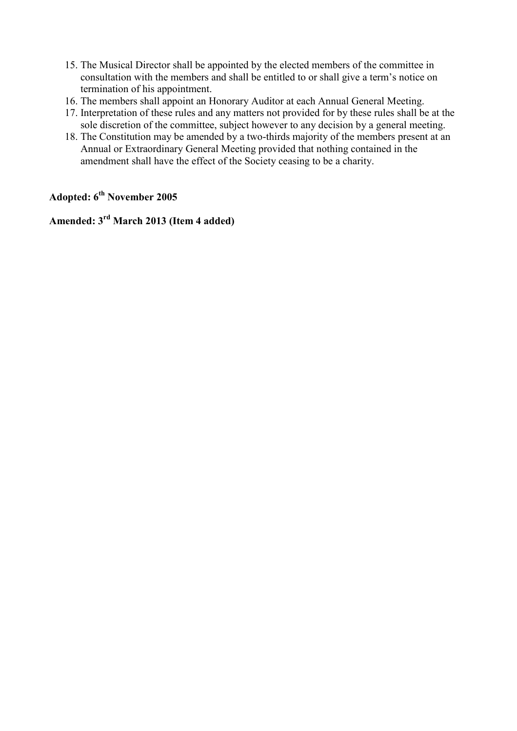15. The Musical Director shall be appointed by the elected members of the committee in consultation with the members and shall be entitled to or shall give a term's notice on termination of his appointment.
16. The members shall appoint an Honorary Auditor at each Annual General Meeting.
17. Interpretation of these rules and any matters not provided for by these rules shall be at the sole discretion of the committee, subject however to any decision by a general meeting.
18. The Constitution may be amended by a two-thirds majority of the members present at an Annual or Extraordinary General Meeting provided that nothing contained in the amendment shall have the effect of the Society ceasing to be a charity.

**Adopted: 6th November 2005**

**Amended: 3rd March 2013 (Item 4 added)**